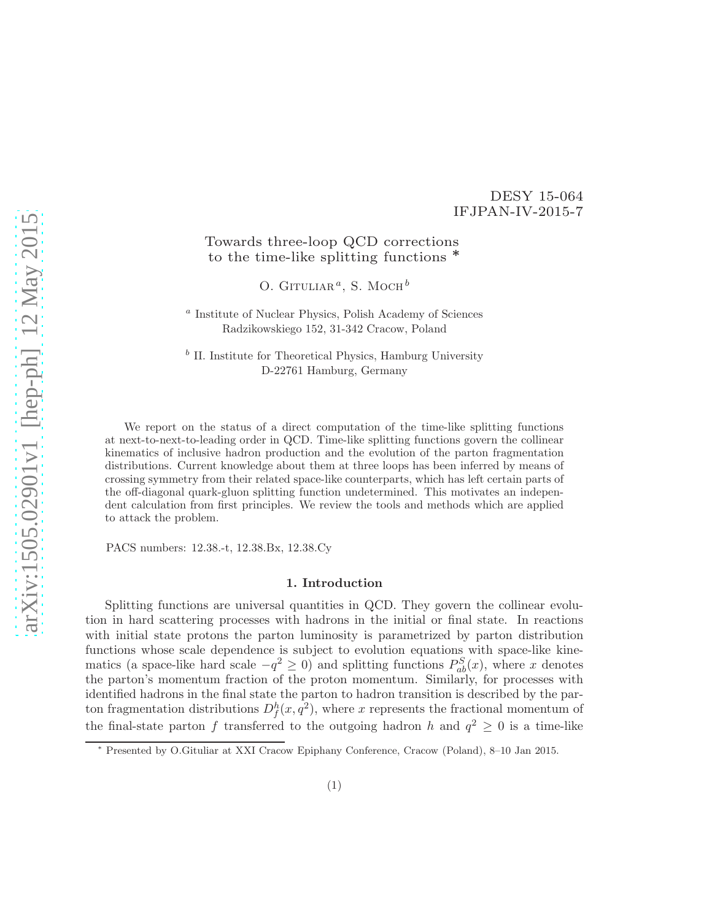DESY 15-064
IFJPAN-IV-2015-7

# Towards three-loop QCD corrections to the time-like splitting functions *

O. Gituliar [a], S. Moch [b]

[a] Institute of Nuclear Physics, Polish Academy of Sciences
Radzikowskiego 152, 31-342 Cracow, Poland

[b] II. Institute for Theoretical Physics, Hamburg University
D-22761 Hamburg, Germany

We report on the status of a direct computation of the time-like splitting functions at next-to-next-to-leading order in QCD. Time-like splitting functions govern the collinear kinematics of inclusive hadron production and the evolution of the parton fragmentation distributions. Current knowledge about them at three loops has been inferred by means of crossing symmetry from their related space-like counterparts, which has left certain parts of the off-diagonal quark-gluon splitting function undetermined. This motivates an independent calculation from first principles. We review the tools and methods which are applied to attack the problem.

PACS numbers: 12.38.-t, 12.38.Bx, 12.38.Cy

## 1. Introduction

Splitting functions are universal quantities in QCD. They govern the collinear evolution in hard scattering processes with hadrons in the initial or final state. In reactions with initial state protons the parton luminosity is parametrized by parton distribution functions whose scale dependence is subject to evolution equations with space-like kinematics (a space-like hard scale $-q^2 \geq 0$) and splitting functions $P^S_{ab}(x)$, where $x$ denotes the parton's momentum fraction of the proton momentum. Similarly, for processes with identified hadrons in the final state the parton to hadron transition is described by the parton fragmentation distributions $D^h_f(x, q^2)$, where $x$ represents the fractional momentum of the final-state parton $f$ transferred to the outgoing hadron $h$ and $q^2 \geq 0$ is a time-like

* Presented by O.Gituliar at XXI Cracow Epiphany Conference, Cracow (Poland), 8–10 Jan 2015.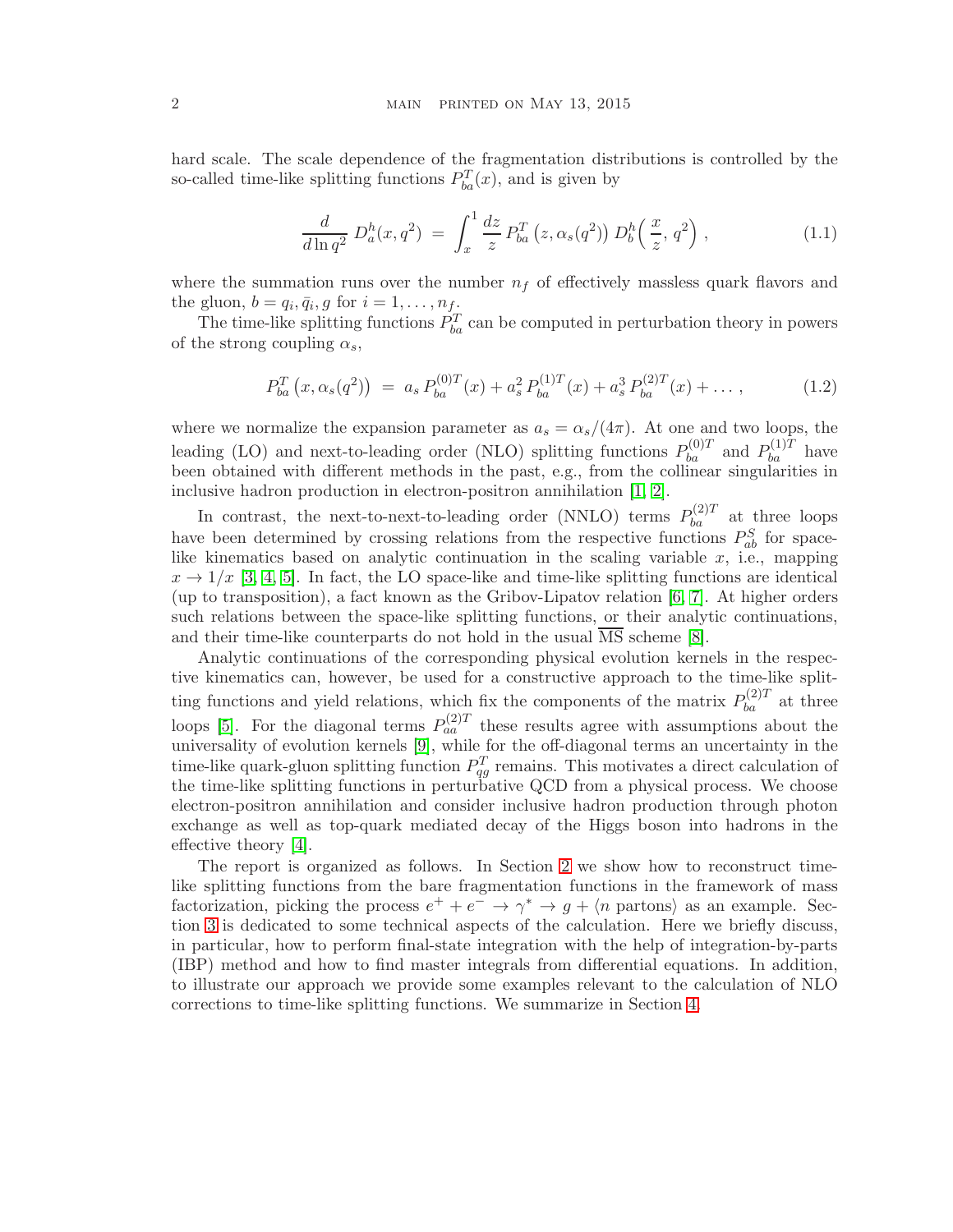hard scale. The scale dependence of the fragmentation distributions is controlled by the so-called time-like splitting functions $P^T_{ba}(x)$, and is given by

$$
\frac{d}{d\ln q^2}\, D^h_a(x,q^2) \;=\; \int_x^1 \frac{dz}{z}\, P^T_{ba}\left(z,\alpha_s(q^2)\right)\, D^h_b\Big(\,\frac{x}{z},\,q^2\Big)\,, \tag{1.1}
$$

where the summation runs over the number $n_f$ of effectively massless quark flavors and the gluon, $b = q_i, \bar{q}_i, g$ for $i = 1,\ldots,n_f$.

The time-like splitting functions $P^T_{ba}$ can be computed in perturbation theory in powers of the strong coupling $\alpha_s$,

$$
P^T_{ba}\left(x,\alpha_s(q^2)\right) \;=\; a_s\, P^{(0)T}_{ba}(x) + a_s^2\, P^{(1)T}_{ba}(x) + a_s^3\, P^{(2)T}_{ba}(x) + \ldots\,, \tag{1.2}
$$

where we normalize the expansion parameter as $a_s = \alpha_s/(4\pi)$. At one and two loops, the leading (LO) and next-to-leading order (NLO) splitting functions $P^{(0)T}_{ba}$ and $P^{(1)T}_{ba}$ have been obtained with different methods in the past, e.g., from the collinear singularities in inclusive hadron production in electron-positron annihilation [1, 2].

In contrast, the next-to-next-to-leading order (NNLO) terms $P^{(2)T}_{ba}$ at three loops have been determined by crossing relations from the respective functions $P^S_{ab}$ for space-like kinematics based on analytic continuation in the scaling variable $x$, i.e., mapping $x \to 1/x$ [3, 4, 5]. In fact, the LO space-like and time-like splitting functions are identical (up to transposition), a fact known as the Gribov-Lipatov relation [6, 7]. At higher orders such relations between the space-like splitting functions, or their analytic continuations, and their time-like counterparts do not hold in the usual $\overline{\rm MS}$ scheme [8].

Analytic continuations of the corresponding physical evolution kernels in the respective kinematics can, however, be used for a constructive approach to the time-like splitting functions and yield relations, which fix the components of the matrix $P^{(2)T}_{ba}$ at three loops [5]. For the diagonal terms $P^{(2)T}_{aa}$ these results agree with assumptions about the universality of evolution kernels [9], while for the off-diagonal terms an uncertainty in the time-like quark-gluon splitting function $P^T_{qg}$ remains. This motivates a direct calculation of the time-like splitting functions in perturbative QCD from a physical process. We choose electron-positron annihilation and consider inclusive hadron production through photon exchange as well as top-quark mediated decay of the Higgs boson into hadrons in the effective theory [4].

The report is organized as follows. In Section 2 we show how to reconstruct time-like splitting functions from the bare fragmentation functions in the framework of mass factorization, picking the process $e^+ + e^- \to \gamma^* \to g + \langle n \text{ partons}\rangle$ as an example. Section 3 is dedicated to some technical aspects of the calculation. Here we briefly discuss, in particular, how to perform final-state integration with the help of integration-by-parts (IBP) method and how to find master integrals from differential equations. In addition, to illustrate our approach we provide some examples relevant to the calculation of NLO corrections to time-like splitting functions. We summarize in Section 4.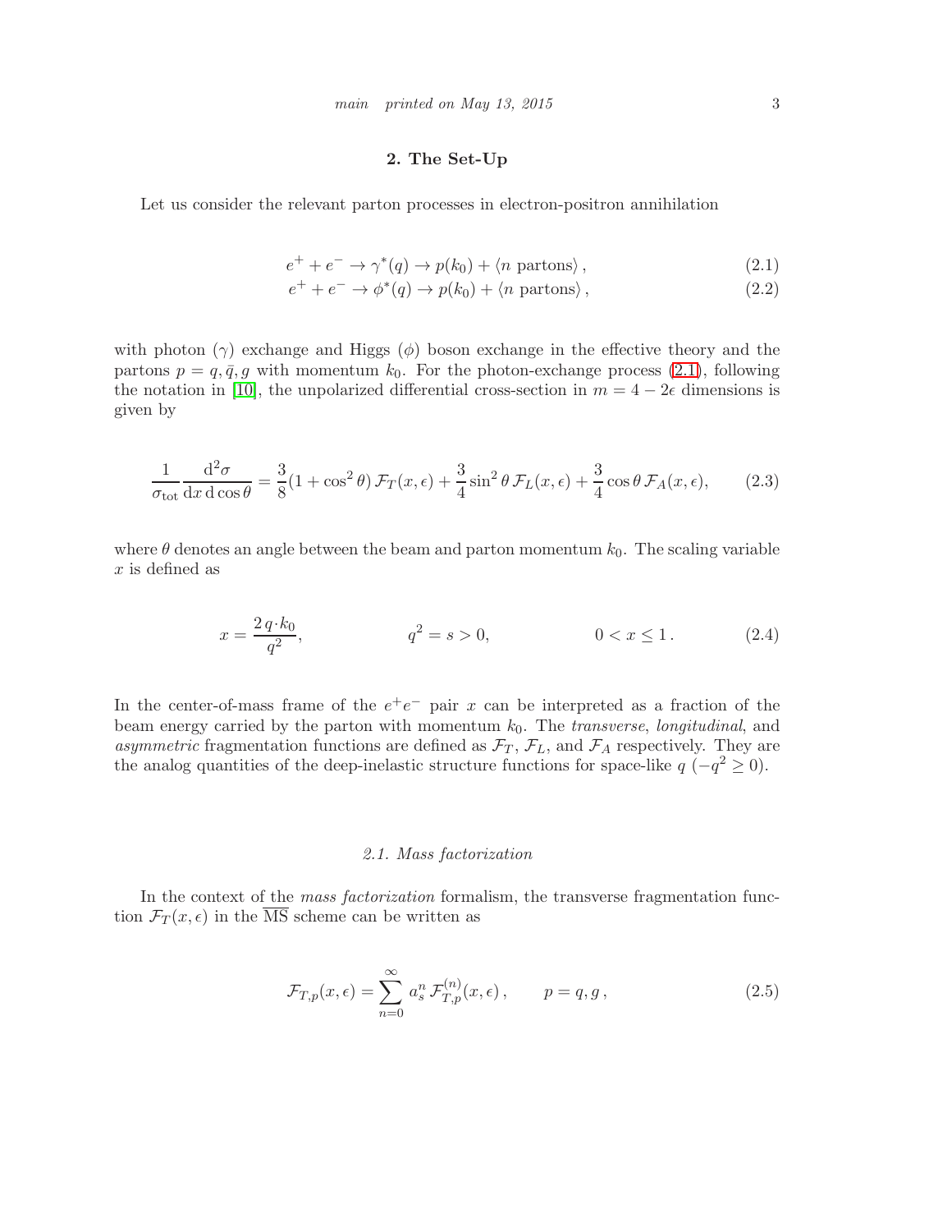## 2. The Set-Up

Let us consider the relevant parton processes in electron-positron annihilation

$$e^+ + e^- \to \gamma^*(q) \to p(k_0) + \langle n \text{ partons} \rangle\,, \tag{2.1}$$

$$e^+ + e^- \to \phi^*(q) \to p(k_0) + \langle n \text{ partons} \rangle\,, \tag{2.2}$$

with photon ($\gamma$) exchange and Higgs ($\phi$) boson exchange in the effective theory and the partons $p = q, \bar{q}, g$ with momentum $k_0$. For the photon-exchange process (2.1), following the notation in [10], the unpolarized differential cross-section in $m = 4 - 2\epsilon$ dimensions is given by

$$\frac{1}{\sigma_{\rm tot}} \frac{{\rm d}^2\sigma}{{\rm d}x\,{\rm d}\cos\theta} = \frac{3}{8}(1+\cos^2\theta)\,\mathcal{F}_T(x,\epsilon) + \frac{3}{4}\sin^2\theta\,\mathcal{F}_L(x,\epsilon) + \frac{3}{4}\cos\theta\,\mathcal{F}_A(x,\epsilon), \tag{2.3}$$

where $\theta$ denotes an angle between the beam and parton momentum $k_0$. The scaling variable $x$ is defined as

$$x = \frac{2\,q\cdot k_0}{q^2}, \qquad\qquad q^2 = s > 0, \qquad\qquad 0 < x \leq 1\,. \tag{2.4}$$

In the center-of-mass frame of the $e^+e^-$ pair $x$ can be interpreted as a fraction of the beam energy carried by the parton with momentum $k_0$. The *transverse*, *longitudinal*, and *asymmetric* fragmentation functions are defined as $\mathcal{F}_T$, $\mathcal{F}_L$, and $\mathcal{F}_A$ respectively. They are the analog quantities of the deep-inelastic structure functions for space-like $q$ ($-q^2 \geq 0$).

### 2.1. Mass factorization

In the context of the *mass factorization* formalism, the transverse fragmentation function $\mathcal{F}_T(x,\epsilon)$ in the $\overline{\rm MS}$ scheme can be written as

$$\mathcal{F}_{T,p}(x,\epsilon) = \sum_{n=0}^{\infty} a_s^n\, \mathcal{F}_{T,p}^{(n)}(x,\epsilon)\,, \qquad p = q, g\,, \tag{2.5}$$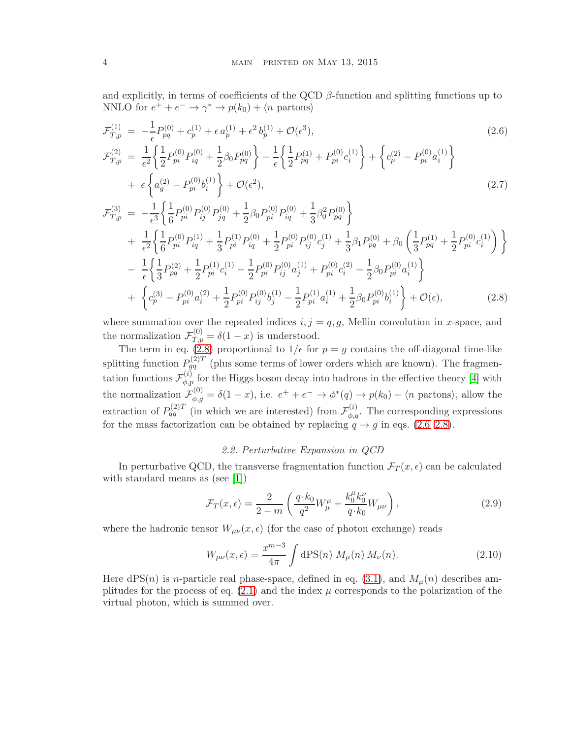and explicitly, in terms of coefficients of the QCD $\beta$-function and splitting functions up to NNLO for $e^+ + e^- \to \gamma^* \to p(k_0) + \langle n \text{ partons}\rangle$

$$
\mathcal{F}^{(1)}_{T,p} = -\frac{1}{\epsilon} P^{(0)}_{pq} + c^{(1)}_p + \epsilon\, a^{(1)}_p + \epsilon^2\, b^{(1)}_p + \mathcal{O}(\epsilon^3), \tag{2.6}
$$

$$
\begin{aligned}
\mathcal{F}^{(2)}_{T,p} = {}& \frac{1}{\epsilon^2}\left\{\frac{1}{2} P^{(0)}_{pi} P^{(0)}_{iq} + \frac{1}{2}\beta_0 P^{(0)}_{pq}\right\} - \frac{1}{\epsilon}\left\{\frac{1}{2} P^{(1)}_{pq} + P^{(0)}_{pi} c^{(1)}_i\right\} + \left\{ c^{(2)}_p - P^{(0)}_{pi} a^{(1)}_i \right\} \\
&+ \epsilon \left\{ a^{(2)}_g - P^{(0)}_{pi} b^{(1)}_i \right\} + \mathcal{O}(\epsilon^2),
\end{aligned} \tag{2.7}
$$

$$
\begin{aligned}
\mathcal{F}^{(3)}_{T,p} = {}& -\frac{1}{\epsilon^3}\left\{\frac{1}{6} P^{(0)}_{pi} P^{(0)}_{ij} P^{(0)}_{jq} + \frac{1}{2}\beta_0 P^{(0)}_{pi} P^{(0)}_{iq} + \frac{1}{3}\beta_0^2 P^{(0)}_{pq}\right\} \\
&+ \frac{1}{\epsilon^2}\left\{\frac{1}{6} P^{(0)}_{pi} P^{(1)}_{iq} + \frac{1}{3} P^{(1)}_{pi} P^{(0)}_{iq} + \frac{1}{2} P^{(0)}_{pi} P^{(0)}_{ij} c^{(1)}_j + \frac{1}{3}\beta_1 P^{(0)}_{pq} + \beta_0 \left(\frac{1}{3} P^{(1)}_{pq} + \frac{1}{2} P^{(0)}_{pi} c^{(1)}_i\right)\right\} \\
&- \frac{1}{\epsilon}\left\{\frac{1}{3} P^{(2)}_{pq} + \frac{1}{2} P^{(1)}_{pi} c^{(1)}_i - \frac{1}{2} P^{(0)}_{pi} P^{(0)}_{ij} a^{(1)}_j + P^{(0)}_{pi} c^{(2)}_i - \frac{1}{2}\beta_0 P^{(0)}_{pi} a^{(1)}_i\right\} \\
&+ \left\{ c^{(3)}_p - P^{(0)}_{pi} a^{(2)}_i + \frac{1}{2} P^{(0)}_{pi} P^{(0)}_{ij} b^{(1)}_j - \frac{1}{2} P^{(1)}_{pi} a^{(1)}_i + \frac{1}{2}\beta_0 P^{(0)}_{pi} b^{(1)}_i \right\} + \mathcal{O}(\epsilon),
\end{aligned} \tag{2.8}
$$

where summation over the repeated indices $i, j = q, g$, Mellin convolution in $x$-space, and the normalization $\mathcal{F}^{(0)}_{T,p} = \delta(1-x)$ is understood.

The term in eq. (2.8) proportional to $1/\epsilon$ for $p = g$ contains the off-diagonal time-like splitting function $P^{(2)T}_{gq}$ (plus some terms of lower orders which are known). The fragmentation functions $\mathcal{F}^{(i)}_{\phi,p}$ for the Higgs boson decay into hadrons in the effective theory [4] with the normalization $\mathcal{F}^{(0)}_{\phi,g} = \delta(1-x)$, i.e. $e^+ + e^- \to \phi^*(q) \to p(k_0) + \langle n \text{ partons}\rangle$, allow the extraction of $P^{(2)T}_{qg}$ (in which we are interested) from $\mathcal{F}^{(i)}_{\phi,q}$. The corresponding expressions for the mass factorization can be obtained by replacing $q \to g$ in eqs. (2.6–2.8).

### 2.2. Perturbative Expansion in QCD

In perturbative QCD, the transverse fragmentation function $\mathcal{F}_T(x,\epsilon)$ can be calculated with standard means as (see [1])

$$
\mathcal{F}_T(x,\epsilon) = \frac{2}{2-m}\left(\frac{q\cdot k_0}{q^2} W^\mu_\mu + \frac{k_0^\mu k_0^\nu}{q\cdot k_0} W_{\mu\nu}\right), \tag{2.9}
$$

where the hadronic tensor $W_{\mu\nu}(x,\epsilon)$ (for the case of photon exchange) reads

$$
W_{\mu\nu}(x,\epsilon) = \frac{x^{m-3}}{4\pi} \int \mathrm{dPS}(n)\; M_\mu(n)\; M_\nu(n). \tag{2.10}
$$

Here $\mathrm{dPS}(n)$ is $n$-particle real phase-space, defined in eq. (3.1), and $M_\mu(n)$ describes amplitudes for the process of eq. (2.1) and the index $\mu$ corresponds to the polarization of the virtual photon, which is summed over.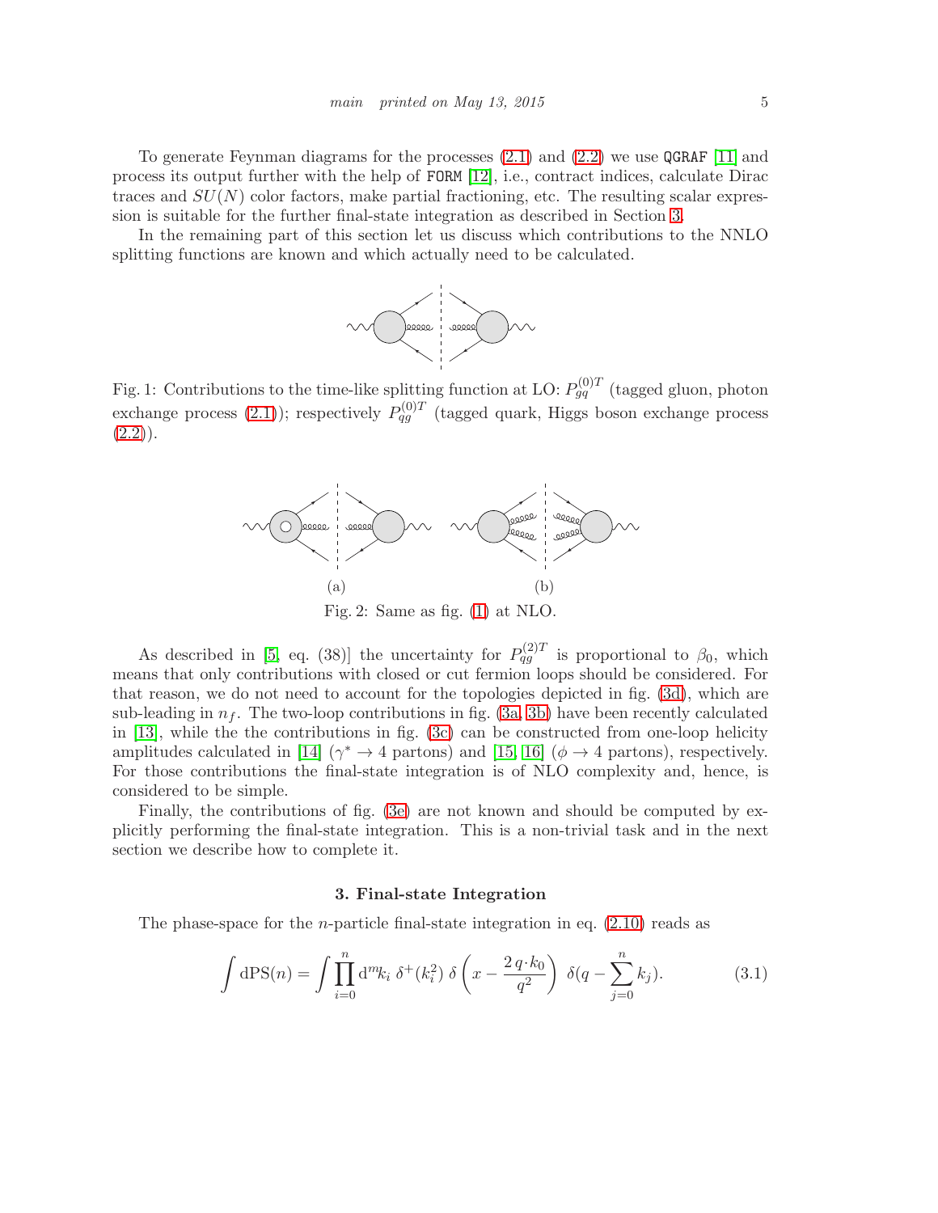To generate Feynman diagrams for the processes (2.1) and (2.2) we use `QGRAF` [11] and process its output further with the help of `FORM` [12], i.e., contract indices, calculate Dirac traces and $SU(N)$ color factors, make partial fractioning, etc. The resulting scalar expression is suitable for the further final-state integration as described in Section 3.

In the remaining part of this section let us discuss which contributions to the NNLO splitting functions are known and which actually need to be calculated.

Fig. 1: Contributions to the time-like splitting function at LO: $P_{gq}^{(0)T}$ (tagged gluon, photon exchange process (2.1)); respectively $P_{qg}^{(0)T}$ (tagged quark, Higgs boson exchange process (2.2)).

Fig. 2: Same as fig. (1) at NLO.

As described in [5, eq. (38)] the uncertainty for $P_{qg}^{(2)T}$ is proportional to $\beta_0$, which means that only contributions with closed or cut fermion loops should be considered. For that reason, we do not need to account for the topologies depicted in fig. (3d), which are sub-leading in $n_f$. The two-loop contributions in fig. (3a, 3b) have been recently calculated in [13], while the the contributions in fig. (3c) can be constructed from one-loop helicity amplitudes calculated in [14] ($\gamma^* \to 4$ partons) and [15, 16] ($\phi \to 4$ partons), respectively. For those contributions the final-state integration is of NLO complexity and, hence, is considered to be simple.

Finally, the contributions of fig. (3e) are not known and should be computed by explicitly performing the final-state integration. This is a non-trivial task and in the next section we describe how to complete it.

### 3. Final-state Integration

The phase-space for the $n$-particle final-state integration in eq. (2.10) reads as

$$\int \mathrm{dPS}(n) = \int \prod_{i=0}^{n} \mathrm{d}^m k_i \; \delta^+(k_i^2) \; \delta\left(x - \frac{2\, q \cdot k_0}{q^2}\right) \; \delta(q - \sum_{j=0}^{n} k_j). \tag{3.1}$$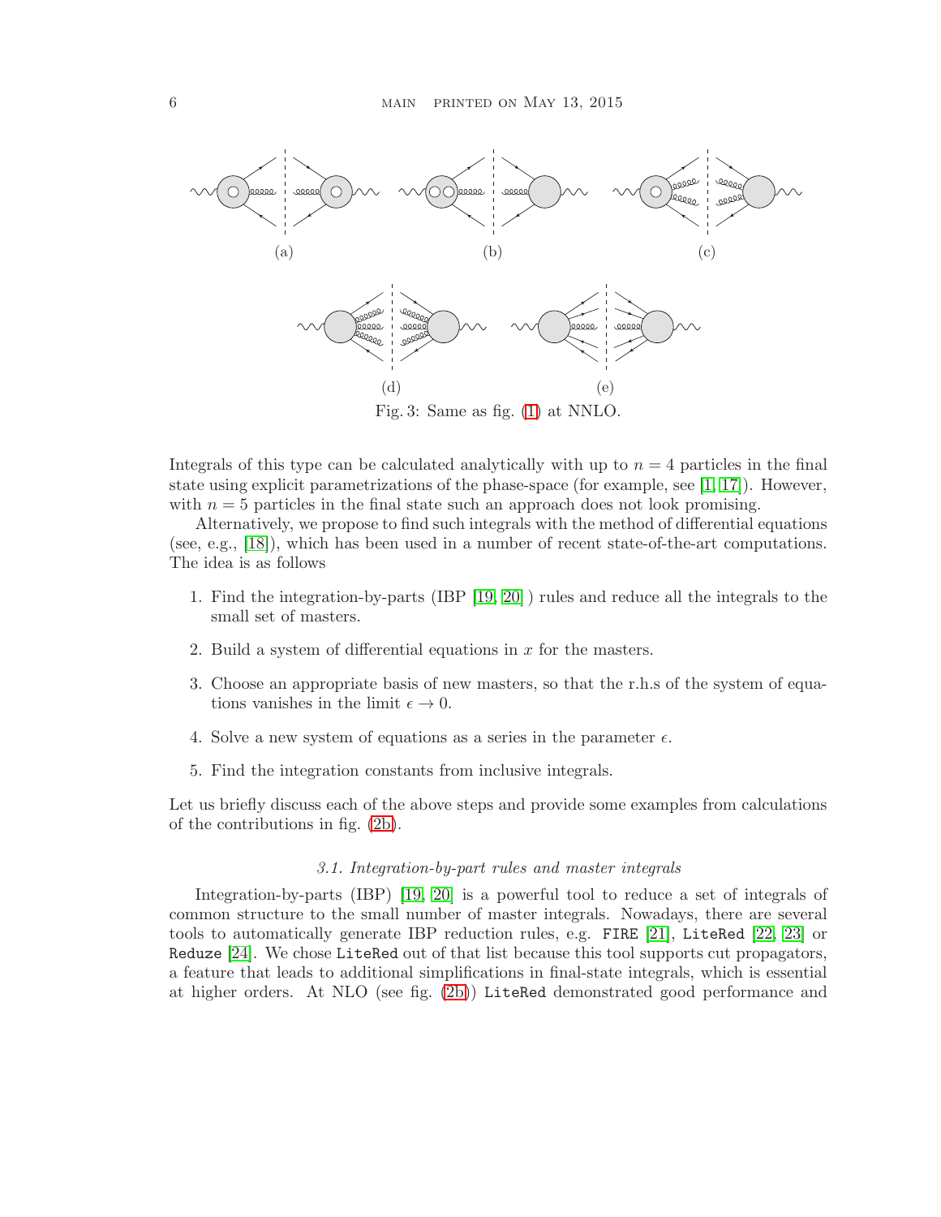(a) (b) (c)

(d) (e)

Fig. 3: Same as fig. (1) at NNLO.

Integrals of this type can be calculated analytically with up to $n = 4$ particles in the final state using explicit parametrizations of the phase-space (for example, see [1, 17]). However, with $n = 5$ particles in the final state such an approach does not look promising.

Alternatively, we propose to find such integrals with the method of differential equations (see, e.g., [18]), which has been used in a number of recent state-of-the-art computations. The idea is as follows

1. Find the integration-by-parts (IBP [19, 20] ) rules and reduce all the integrals to the small set of masters.
2. Build a system of differential equations in $x$ for the masters.
3. Choose an appropriate basis of new masters, so that the r.h.s of the system of equations vanishes in the limit $\epsilon \to 0$.
4. Solve a new system of equations as a series in the parameter $\epsilon$.
5. Find the integration constants from inclusive integrals.

Let us briefly discuss each of the above steps and provide some examples from calculations of the contributions in fig. (2b).

### *3.1. Integration-by-part rules and master integrals*

Integration-by-parts (IBP) [19, 20] is a powerful tool to reduce a set of integrals of common structure to the small number of master integrals. Nowadays, there are several tools to automatically generate IBP reduction rules, e.g. `FIRE` [21], `LiteRed` [22, 23] or `Reduze` [24]. We chose `LiteRed` out of that list because this tool supports cut propagators, a feature that leads to additional simplifications in final-state integrals, which is essential at higher orders. At NLO (see fig. (2b)) `LiteRed` demonstrated good performance and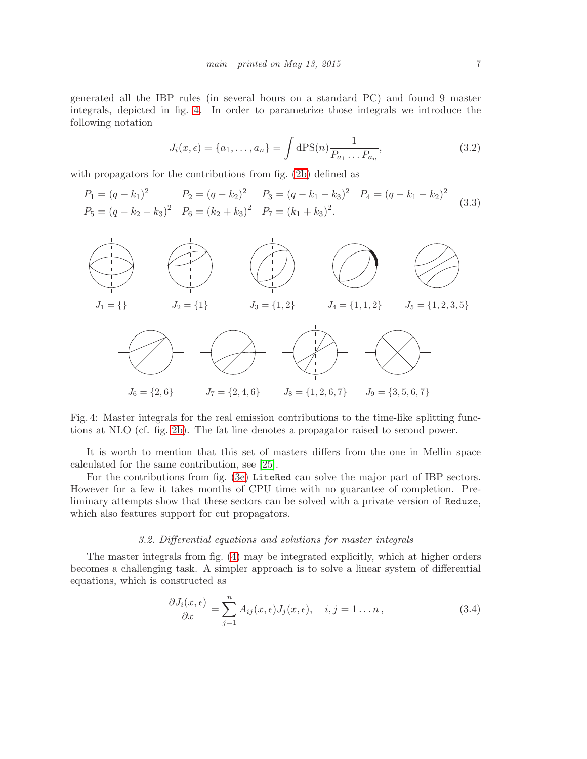generated all the IBP rules (in several hours on a standard PC) and found 9 master integrals, depicted in fig. 4. In order to parametrize those integrals we introduce the following notation

$$J_i(x, \epsilon) = \{a_1, \ldots, a_n\} = \int \mathrm{dPS}(n) \frac{1}{P_{a_1} \ldots P_{a_n}}, \tag{3.2}$$

with propagators for the contributions from fig. (2b) defined as

$$\begin{aligned} &P_1 = (q - k_1)^2 \qquad P_2 = (q - k_2)^2 \quad P_3 = (q - k_1 - k_3)^2 \quad P_4 = (q - k_1 - k_2)^2 \\ &P_5 = (q - k_2 - k_3)^2 \quad P_6 = (k_2 + k_3)^2 \quad P_7 = (k_1 + k_3)^2. \end{aligned} \tag{3.3}$$

$J_1 = \{\}$ $J_2 = \{1\}$ $J_3 = \{1, 2\}$ $J_4 = \{1, 1, 2\}$ $J_5 = \{1, 2, 3, 5\}$

$J_6 = \{2, 6\}$ $J_7 = \{2, 4, 6\}$ $J_8 = \{1, 2, 6, 7\}$ $J_9 = \{3, 5, 6, 7\}$

Fig. 4: Master integrals for the real emission contributions to the time-like splitting functions at NLO (cf. fig. 2b). The fat line denotes a propagator raised to second power.

It is worth to mention that this set of masters differs from the one in Mellin space calculated for the same contribution, see [25].

For the contributions from fig. (3e) `LiteRed` can solve the major part of IBP sectors. However for a few it takes months of CPU time with no guarantee of completion. Preliminary attempts show that these sectors can be solved with a private version of `Reduze`, which also features support for cut propagators.

### *3.2. Differential equations and solutions for master integrals*

The master integrals from fig. (4) may be integrated explicitly, which at higher orders becomes a challenging task. A simpler approach is to solve a linear system of differential equations, which is constructed as

$$\frac{\partial J_i(x, \epsilon)}{\partial x} = \sum_{j=1}^{n} A_{ij}(x, \epsilon) J_j(x, \epsilon), \quad i, j = 1 \ldots n\,, \tag{3.4}$$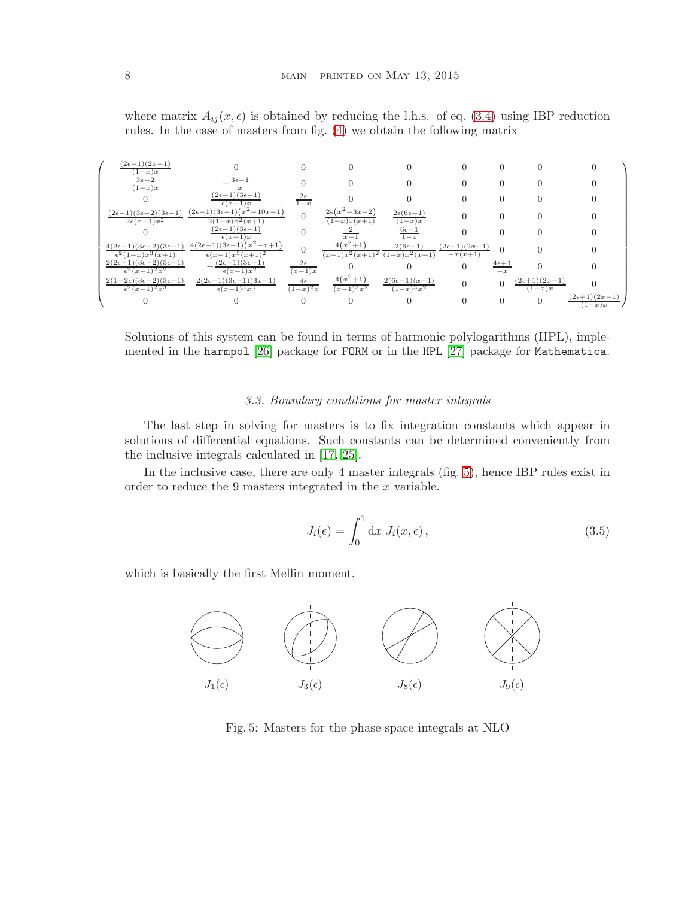where matrix $A_{ij}(x,\epsilon)$ is obtained by reducing the l.h.s. of eq. (3.4) using IBP reduction rules. In the case of masters from fig. (4) we obtain the following matrix

$$
\begin{pmatrix}
\frac{(2\epsilon-1)(2x-1)}{(1-x)x} & 0 & 0 & 0 & 0 & 0 & 0 & 0 & 0 \\
\frac{3\epsilon-2}{(1-x)x} & -\frac{3\epsilon-1}{x} & 0 & 0 & 0 & 0 & 0 & 0 & 0 \\
0 & \frac{(2\epsilon-1)(3\epsilon-1)}{\epsilon(x-1)x} & \frac{2\epsilon}{1-x} & 0 & 0 & 0 & 0 & 0 & 0 \\
\frac{(2\epsilon-1)(3\epsilon-2)(3\epsilon-1)}{2\epsilon(x-1)x^2} & \frac{(2\epsilon-1)(3\epsilon-1)\left(x^2-10x+1\right)}{2(1-x)x^2(x+1)} & 0 & \frac{2\epsilon\left(x^2-3x-2\right)}{(1-x)x(x+1)} & \frac{2\epsilon(6\epsilon-1)}{(1-x)x} & 0 & 0 & 0 & 0 \\
0 & \frac{(2\epsilon-1)(3\epsilon-1)}{\epsilon(x-1)x} & 0 & \frac{2}{x-1} & \frac{6\epsilon-1}{1-x} & 0 & 0 & 0 & 0 \\
\frac{4(2\epsilon-1)(3\epsilon-2)(3\epsilon-1)}{\epsilon^2(1-x)x^3(x+1)} & \frac{4(2\epsilon-1)(3\epsilon-1)\left(x^2-x+1\right)}{\epsilon(x-1)x^3(x+1)^2} & 0 & \frac{4\left(x^2+1\right)}{(x-1)x^2(x+1)^2} & \frac{2(6\epsilon-1)}{(1-x)x^2(x+1)} & \frac{(2\epsilon+1)(2x+1)}{-x(x+1)} & 0 & 0 & 0 \\
\frac{2(2\epsilon-1)(3\epsilon-2)(3\epsilon-1)}{\epsilon^2(x-1)^2x^2} & -\frac{(2\epsilon-1)(3\epsilon-1)}{\epsilon(x-1)x^2} & \frac{2\epsilon}{(x-1)x} & 0 & 0 & 0 & \frac{4\epsilon+1}{-x} & 0 & 0 \\
\frac{2(1-2\epsilon)(3\epsilon-2)(3\epsilon-1)}{\epsilon^2(x-1)^2x^3} & \frac{2(2\epsilon-1)(3\epsilon-1)(3x-1)}{\epsilon(x-1)^3x^3} & \frac{4\epsilon}{(1-x)^2x} & \frac{4\left(x^2+1\right)}{(x-1)^3x^2} & \frac{2(6\epsilon-1)(x+1)}{(1-x)^3x^2} & 0 & 0 & \frac{(2\epsilon+1)(2x-1)}{(1-x)x} & 0 \\
0 & 0 & 0 & 0 & 0 & 0 & 0 & 0 & \frac{(2\epsilon+1)(2x-1)}{(1-x)x}
\end{pmatrix}
$$

Solutions of this system can be found in terms of harmonic polylogarithms (HPL), implemented in the `harmpol` [26] package for `FORM` or in the `HPL` [27] package for `Mathematica`.

### 3.3. Boundary conditions for master integrals

The last step in solving for masters is to fix integration constants which appear in solutions of differential equations. Such constants can be determined conveniently from the inclusive integrals calculated in [17, 25].

In the inclusive case, there are only 4 master integrals (fig. 5), hence IBP rules exist in order to reduce the 9 masters integrated in the $x$ variable.

$$
J_i(\epsilon) = \int_0^1 \mathrm{d}x \; J_i(x,\epsilon)\,, \tag{3.5}
$$

which is basically the first Mellin moment.

$J_1(\epsilon)$ $J_3(\epsilon)$ $J_8(\epsilon)$ $J_9(\epsilon)$

Fig. 5: Masters for the phase-space integrals at NLO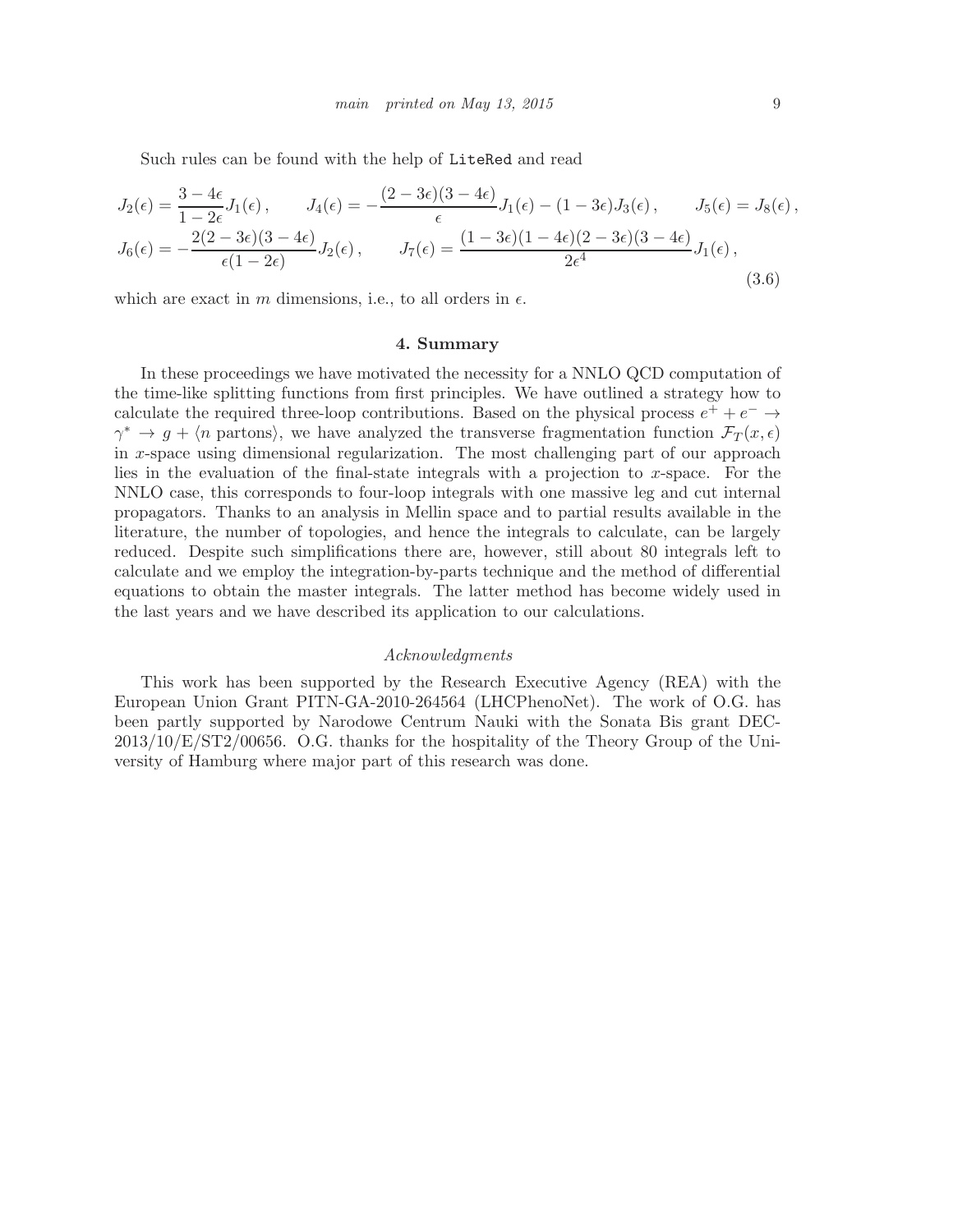Such rules can be found with the help of `LiteRed` and read

$$
\begin{aligned}
&J_2(\epsilon) = \frac{3-4\epsilon}{1-2\epsilon} J_1(\epsilon)\,, \qquad J_4(\epsilon) = -\frac{(2-3\epsilon)(3-4\epsilon)}{\epsilon} J_1(\epsilon) - (1-3\epsilon) J_3(\epsilon)\,, \qquad J_5(\epsilon) = J_8(\epsilon)\,, \\
&J_6(\epsilon) = -\frac{2(2-3\epsilon)(3-4\epsilon)}{\epsilon(1-2\epsilon)} J_2(\epsilon)\,, \qquad J_7(\epsilon) = \frac{(1-3\epsilon)(1-4\epsilon)(2-3\epsilon)(3-4\epsilon)}{2\epsilon^4} J_1(\epsilon)\,,
\end{aligned}
\tag{3.6}
$$

which are exact in $m$ dimensions, i.e., to all orders in $\epsilon$.

## 4. Summary

In these proceedings we have motivated the necessity for a NNLO QCD computation of the time-like splitting functions from first principles. We have outlined a strategy how to calculate the required three-loop contributions. Based on the physical process $e^+ + e^- \to \gamma^* \to g + \langle n \text{ partons} \rangle$, we have analyzed the transverse fragmentation function $\mathcal{F}_T(x, \epsilon)$ in $x$-space using dimensional regularization. The most challenging part of our approach lies in the evaluation of the final-state integrals with a projection to $x$-space. For the NNLO case, this corresponds to four-loop integrals with one massive leg and cut internal propagators. Thanks to an analysis in Mellin space and to partial results available in the literature, the number of topologies, and hence the integrals to calculate, can be largely reduced. Despite such simplifications there are, however, still about 80 integrals left to calculate and we employ the integration-by-parts technique and the method of differential equations to obtain the master integrals. The latter method has become widely used in the last years and we have described its application to our calculations.

### *Acknowledgments*

This work has been supported by the Research Executive Agency (REA) with the European Union Grant PITN-GA-2010-264564 (LHCPhenoNet). The work of O.G. has been partly supported by Narodowe Centrum Nauki with the Sonata Bis grant DEC-2013/10/E/ST2/00656. O.G. thanks for the hospitality of the Theory Group of the University of Hamburg where major part of this research was done.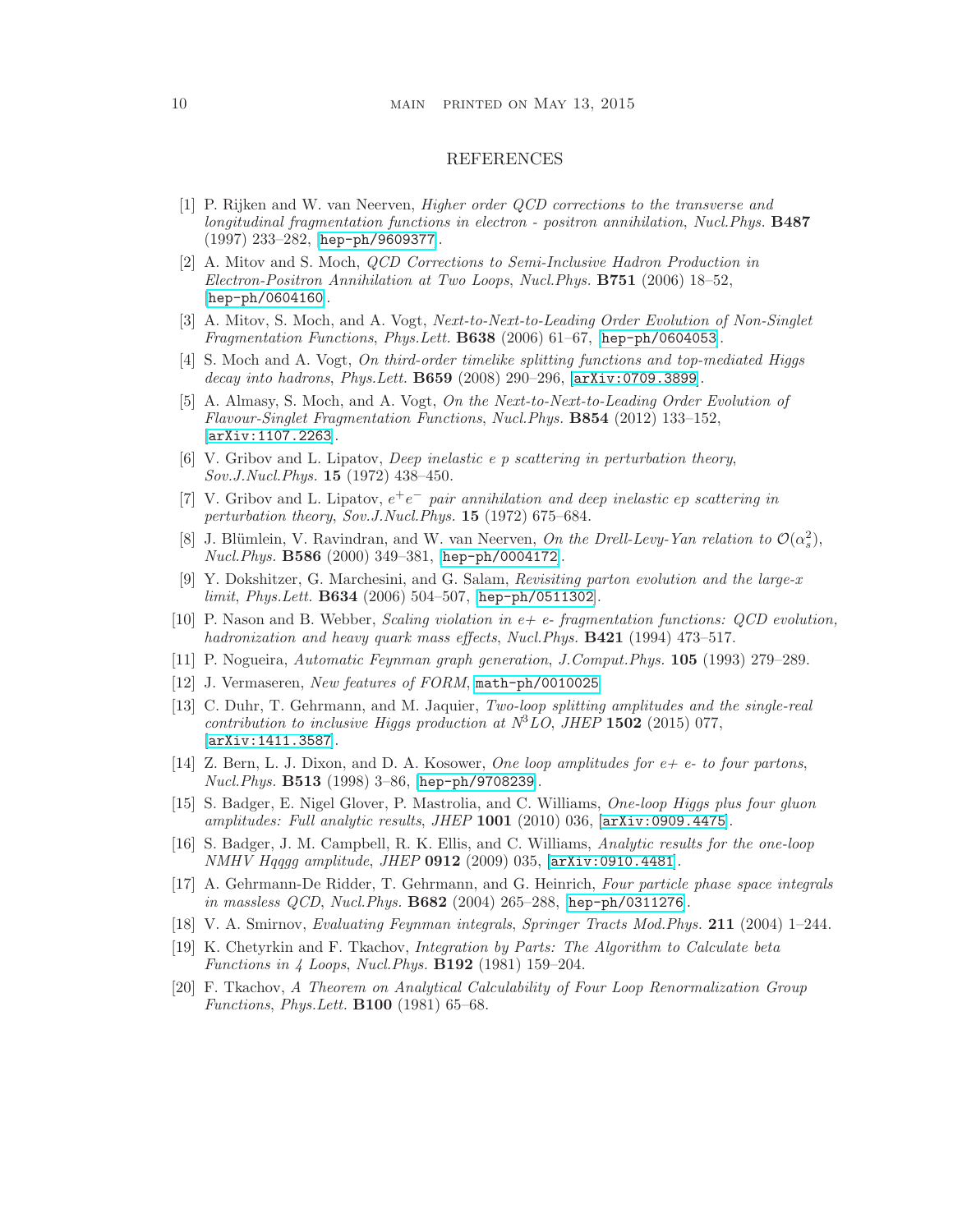# REFERENCES

[1] P. Rijken and W. van Neerven, *Higher order QCD corrections to the transverse and longitudinal fragmentation functions in electron - positron annihilation*, *Nucl.Phys.* **B487** (1997) 233–282, [hep-ph/9609377].

[2] A. Mitov and S. Moch, *QCD Corrections to Semi-Inclusive Hadron Production in Electron-Positron Annihilation at Two Loops*, *Nucl.Phys.* **B751** (2006) 18–52, [hep-ph/0604160].

[3] A. Mitov, S. Moch, and A. Vogt, *Next-to-Next-to-Leading Order Evolution of Non-Singlet Fragmentation Functions*, *Phys.Lett.* **B638** (2006) 61–67, [hep-ph/0604053].

[4] S. Moch and A. Vogt, *On third-order timelike splitting functions and top-mediated Higgs decay into hadrons*, *Phys.Lett.* **B659** (2008) 290–296, [arXiv:0709.3899].

[5] A. Almasy, S. Moch, and A. Vogt, *On the Next-to-Next-to-Leading Order Evolution of Flavour-Singlet Fragmentation Functions*, *Nucl.Phys.* **B854** (2012) 133–152, [arXiv:1107.2263].

[6] V. Gribov and L. Lipatov, *Deep inelastic e p scattering in perturbation theory*, *Sov.J.Nucl.Phys.* **15** (1972) 438–450.

[7] V. Gribov and L. Lipatov, *$e^+e^-$ pair annihilation and deep inelastic ep scattering in perturbation theory*, *Sov.J.Nucl.Phys.* **15** (1972) 675–684.

[8] J. Blümlein, V. Ravindran, and W. van Neerven, *On the Drell-Levy-Yan relation to $\mathcal{O}(\alpha_s^2)$*, *Nucl.Phys.* **B586** (2000) 349–381, [hep-ph/0004172].

[9] Y. Dokshitzer, G. Marchesini, and G. Salam, *Revisiting parton evolution and the large-x limit*, *Phys.Lett.* **B634** (2006) 504–507, [hep-ph/0511302].

[10] P. Nason and B. Webber, *Scaling violation in e+ e- fragmentation functions: QCD evolution, hadronization and heavy quark mass effects*, *Nucl.Phys.* **B421** (1994) 473–517.

[11] P. Nogueira, *Automatic Feynman graph generation*, *J.Comput.Phys.* **105** (1993) 279–289.

[12] J. Vermaseren, *New features of FORM*, math-ph/0010025.

[13] C. Duhr, T. Gehrmann, and M. Jaquier, *Two-loop splitting amplitudes and the single-real contribution to inclusive Higgs production at N$^3$LO*, *JHEP* **1502** (2015) 077, [arXiv:1411.3587].

[14] Z. Bern, L. J. Dixon, and D. A. Kosower, *One loop amplitudes for e+ e- to four partons*, *Nucl.Phys.* **B513** (1998) 3–86, [hep-ph/9708239].

[15] S. Badger, E. Nigel Glover, P. Mastrolia, and C. Williams, *One-loop Higgs plus four gluon amplitudes: Full analytic results*, *JHEP* **1001** (2010) 036, [arXiv:0909.4475].

[16] S. Badger, J. M. Campbell, R. K. Ellis, and C. Williams, *Analytic results for the one-loop NMHV Hqqgg amplitude*, *JHEP* **0912** (2009) 035, [arXiv:0910.4481].

[17] A. Gehrmann-De Ridder, T. Gehrmann, and G. Heinrich, *Four particle phase space integrals in massless QCD*, *Nucl.Phys.* **B682** (2004) 265–288, [hep-ph/0311276].

[18] V. A. Smirnov, *Evaluating Feynman integrals*, *Springer Tracts Mod.Phys.* **211** (2004) 1–244.

[19] K. Chetyrkin and F. Tkachov, *Integration by Parts: The Algorithm to Calculate beta Functions in 4 Loops*, *Nucl.Phys.* **B192** (1981) 159–204.

[20] F. Tkachov, *A Theorem on Analytical Calculability of Four Loop Renormalization Group Functions*, *Phys.Lett.* **B100** (1981) 65–68.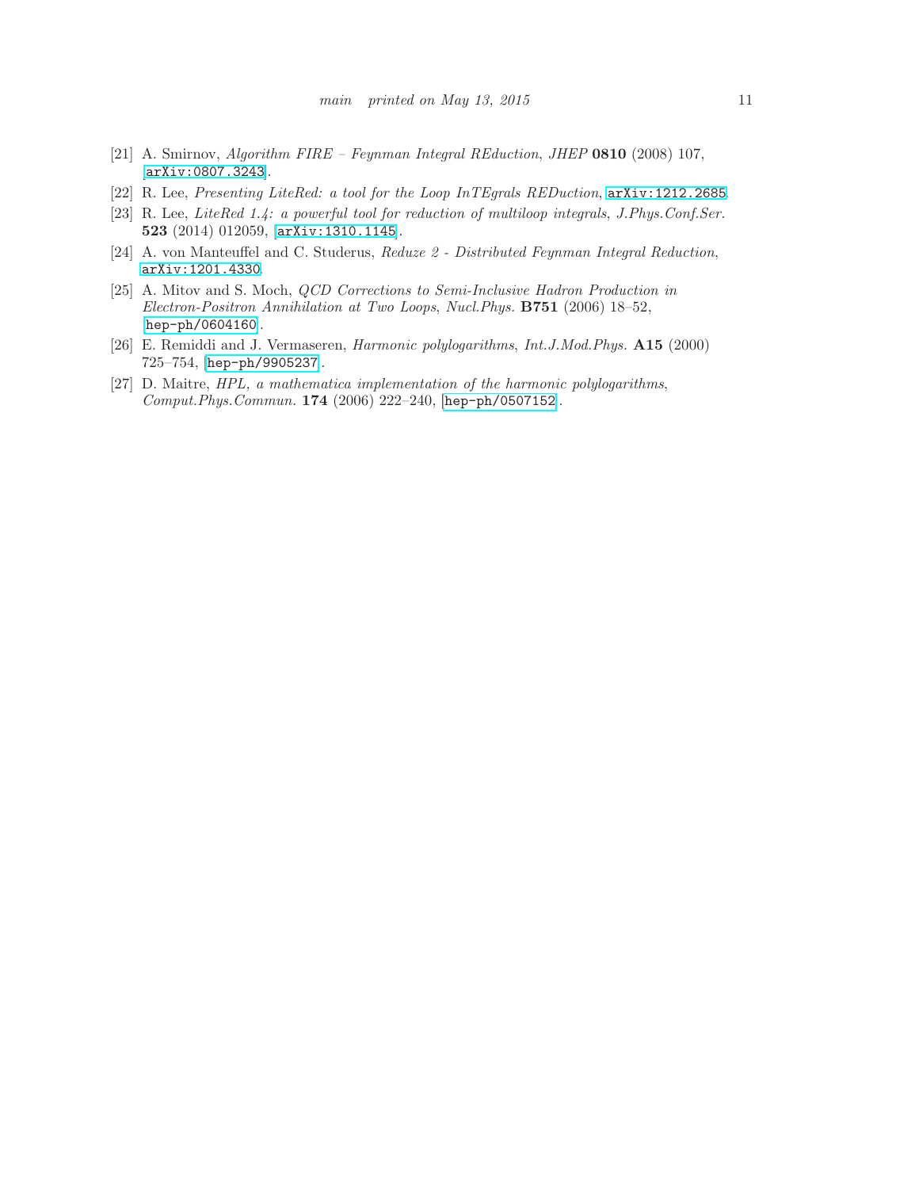[21] A. Smirnov, *Algorithm FIRE – Feynman Integral REduction*, *JHEP* **0810** (2008) 107, [arXiv:0807.3243].

[22] R. Lee, *Presenting LiteRed: a tool for the Loop InTEgrals REDuction*, arXiv:1212.2685.

[23] R. Lee, *LiteRed 1.4: a powerful tool for reduction of multiloop integrals*, *J.Phys.Conf.Ser.* **523** (2014) 012059, [arXiv:1310.1145].

[24] A. von Manteuffel and C. Studerus, *Reduze 2 - Distributed Feynman Integral Reduction*, arXiv:1201.4330.

[25] A. Mitov and S. Moch, *QCD Corrections to Semi-Inclusive Hadron Production in Electron-Positron Annihilation at Two Loops*, *Nucl.Phys.* **B751** (2006) 18–52, [hep-ph/0604160].

[26] E. Remiddi and J. Vermaseren, *Harmonic polylogarithms*, *Int.J.Mod.Phys.* **A15** (2000) 725–754, [hep-ph/9905237].

[27] D. Maitre, *HPL, a mathematica implementation of the harmonic polylogarithms*, *Comput.Phys.Commun.* **174** (2006) 222–240, [hep-ph/0507152].